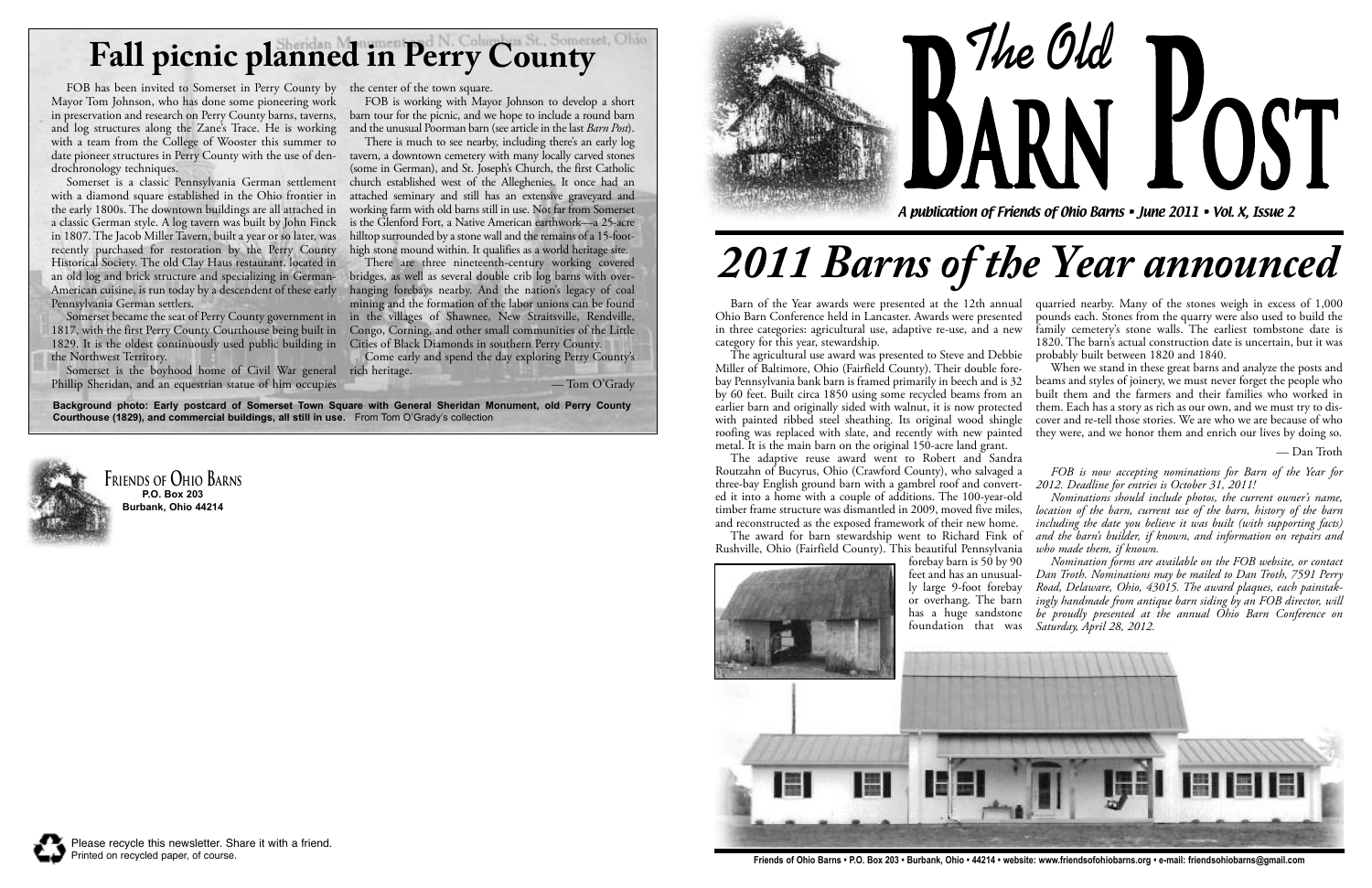# Fall picnic planned in Perry County

FOB has been invited to Somerset in Perry County by Mayor Tom Johnson, who has done some pioneering work in preservation and research on Perry County barns, taverns, and log structures along the Zane's Trace. He is working with a team from the College of Wooster this summer to date pioneer structures in Perry County with the use of dendrochronology techniques.

Somerset is a classic Pennsylvania German settlement with a diamond square established in the Ohio frontier in the early 1800s. The downtown buildings are all attached in a classic German style. A log tavern was built by John Finck in 1807. The Jacob Miller Tavern, built a year or so later, was recently purchased for restoration by the Perry County Historical Society. The old Clay Haus restaurant, located in an old log and brick structure and specializing in German-American cuisine, is run today by a descendent of these early Pennsylvania German settlers.

Somerset became the seat of Perry County government in 1817, with the first Perry County Courthouse being built in 1829. It is the oldest continuously used public building in the Northwest Territory.

Somerset is the boyhood home of Civil War general Phillip Sheridan, and an equestrian statue of him occupies the center of the town square.

FOB is working with Mayor Johnson to develop a short barn tour for the picnic, and we hope to include a round barn and the unusual Poorman barn (see article in the last *Barn Post*).

There is much to see nearby, including there's an early log tavern, a downtown cemetery with many locally carved stones (some in German), and St. Joseph's Church, the first Catholic church established west of the Alleghenies. It once had an attached seminary and still has an extensive graveyard and working farm with old barns still in use. Not far from Somerset is the Glenford Fort, a Native American earthwork—a 25-acre hilltop surrounded by a stone wall and the remains of a 15-foot-high stone mound within. It qualifies as a world heritage site.

There are three nineteenth-century working covered bridges, as well as several double crib log barns with overhanging forebays nearby. And the nation's legacy of coal mining and the formation of the labor unions can be found in the villages of Shawnee, New Straitsville, Rendville, Congo, Corning, and other small communities of the Little Cities of Black Diamonds in southern Perry County.

Come early and spend the day exploring Perry County's rich heritage.

— Tom O'Grady

**Background photo: Early postcard of Somerset Town Square with General Sheridan Monument, old Perry County Courthouse (1829), and commercial buildings, all still in use.** From Tom O'Grady's collection

Friends of Ohio Barns
**P.O. Box 203**
**Burbank, Ohio 44214**

Please recycle this newsletter. Share it with a friend.
Printed on recycled paper, of course.

# The Old Barn Post

*A publication of Friends of Ohio Barns • June 2011 • Vol. X, Issue 2*

# 2011 Barns of the Year announced

Barn of the Year awards were presented at the 12th annual Ohio Barn Conference held in Lancaster. Awards were presented in three categories: agricultural use, adaptive re-use, and a new category for this year, stewardship.

The agricultural use award was presented to Steve and Debbie Miller of Baltimore, Ohio (Fairfield County). Their double forebay Pennsylvania bank barn is framed primarily in beech and is 32 by 60 feet. Built circa 1850 using some recycled beams from an earlier barn and originally sided with walnut, it is now protected with painted ribbed steel sheathing. Its original wood shingle roofing was replaced with slate, and recently with new painted metal. It is the main barn on the original 150-acre land grant.

The adaptive reuse award went to Robert and Sandra Routzahn of Bucyrus, Ohio (Crawford County), who salvaged a three-bay English ground barn with a gambrel roof and converted it into a home with a couple of additions. The 100-year-old timber frame structure was dismantled in 2009, moved five miles, and reconstructed as the exposed framework of their new home.

The award for barn stewardship went to Richard Fink of Rushville, Ohio (Fairfield County). This beautiful Pennsylvania forebay barn is 50 by 90 feet and has an unusually large 9-foot forebay or overhang. The barn has a huge sandstone foundation that was quarried nearby. Many of the stones weigh in excess of 1,000 pounds each. Stones from the quarry were also used to build the family cemetery's stone walls. The earliest tombstone date is 1820. The barn's actual construction date is uncertain, but it was probably built between 1820 and 1840.

When we stand in these great barns and analyze the posts and beams and styles of joinery, we must never forget the people who built them and the farmers and their families who worked in them. Each has a story as rich as our own, and we must try to discover and re-tell those stories. We are who we are because of who they were, and we honor them and enrich our lives by doing so.

— Dan Troth

*FOB is now accepting nominations for Barn of the Year for 2012. Deadline for entries is October 31, 2011!*

*Nominations should include photos, the current owner's name, location of the barn, current use of the barn, history of the barn including the date you believe it was built (with supporting facts) and the barn's builder, if known, and information on repairs and who made them, if known.*

*Nomination forms are available on the FOB website, or contact Dan Troth. Nominations may be mailed to Dan Troth, 7591 Perry Road, Delaware, Ohio, 43015. The award plaques, each painstakingly handmade from antique barn siding by an FOB director, will be proudly presented at the annual Ohio Barn Conference on Saturday, April 28, 2012.*

**Friends of Ohio Barns • P.O. Box 203 • Burbank, Ohio • 44214 • website: www.friendsofohiobarns.org • e-mail: friendsohiobarns@gmail.com**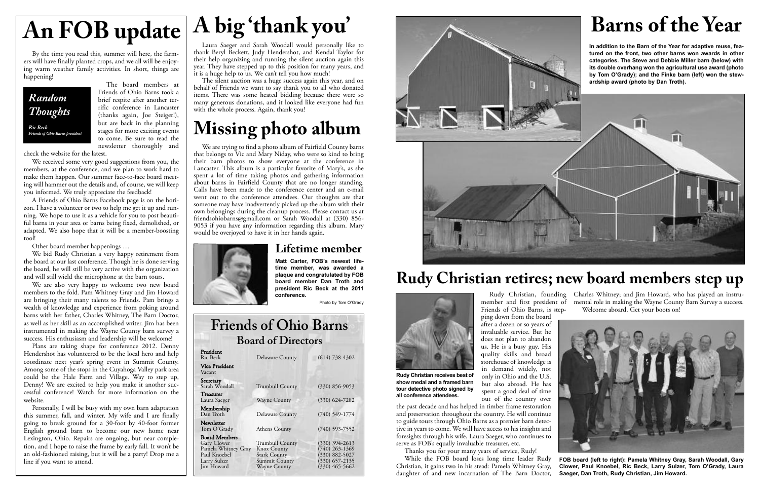# An FOB update

*Random Thoughts*

*Ric Beck*
*Friends of Ohio Barns president*

By the time you read this, summer will here, the farmers will have finally planted crops, and we all will be enjoying warm weather family activities. In short, things are happening!

The board members at Friends of Ohio Barns took a brief respite after another terrific conference in Lancaster (thanks again, Joe Steiger!), but are back in the planning stages for more exciting events to come. Be sure to read the newsletter thoroughly and check the website for the latest.

We received some very good suggestions from you, the members, at the conference, and we plan to work hard to make them happen. Our summer face-to-face board meeting will hammer out the details and, of course, we will keep you informed. We truly appreciate the feedback!

A Friends of Ohio Barns Facebook page is on the horizon. I have a volunteer or two to help me get it up and running. We hope to use it as a vehicle for you to post beautiful barns in your area or barns being fixed, demolished, or adapted. We also hope that it will be a member-boosting tool!

Other board member happenings …

We bid Rudy Christian a very happy retirement from the board at our last conference. Though he is done serving the board, he will still be very active with the organization and will still wield the microphone at the barn tours.

We are also very happy to welcome two new board members to the fold. Pam Whitney Gray and Jim Howard are bringing their many talents to Friends. Pam brings a wealth of knowledge and experience from poking around barns with her father, Charles Whitney, The Barn Doctor, as well as her skill as an accomplished writer. Jim has been instrumental in making the Wayne County barn survey a success. His enthusiasm and leadership will be welcome!

Plans are taking shape for conference 2012. Denny Hendershot has volunteered to be the local hero and help coordinate next year's spring event in Summit County. Among some of the stops in the Cuyahoga Valley park area could be the Hale Farm and Village. Way to step up, Denny! We are excited to help you make it another successful conference! Watch for more information on the website.

Personally, I will be busy with my own barn adaptation this summer, fall, and winter. My wife and I are finally going to break ground for a 30-foot by 40-foot former English ground barn to become our new home near Lexington, Ohio. Repairs are ongoing, but near completion, and I hope to raise the frame by early fall. It won't be an old-fashioned raising, but it will be a party! Drop me a line if you want to attend.

# A big 'thank you'

Laura Saeger and Sarah Woodall would personally like to thank Beryl Beckett, Judy Hendershot, and Kendal Taylor for their help organizing and running the silent auction again this year. They have stepped up to this position for many years, and it is a huge help to us. We can't tell you how much!

The silent auction was a huge success again this year, and on behalf of Friends we want to say thank you to all who donated items. There was some heated bidding because there were so many generous donations, and it looked like everyone had fun with the whole process. Again, thank you!

# Missing photo album

We are trying to find a photo album of Fairfield County barns that belongs to Vic and Mary Niday, who were so kind to bring their barn photos to show everyone at the conference in Lancaster. This album is a particular favorite of Mary's, as she spent a lot of time taking photos and gathering information about barns in Fairfield County that are no longer standing. Calls have been made to the conference center and an e-mail went out to the conference attendees. Our thoughts are that someone may have inadvertently picked up the album with their own belongings during the cleanup process. Please contact us at friendsohiobarns@gmail.com or Sarah Woodall at (330) 856-9053 if you have any information regarding this album. Mary would be overjoyed to have it in her hands again.

## Lifetime member

**Matt Carter, FOB's newest lifetime member, was awarded a plaque and congratulated by FOB board member Dan Troth and president Ric Beck at the 2011 conference.**

Photo by Tom O'Grady

## Friends of Ohio Barns
### Board of Directors

| | | |
|---|---|---|
| **President** | | |
| Ric Beck | Delaware County | (614) 738-4302 |
| **Vice President** | | |
| Vacant | | |
| **Secretary** | | |
| Sarah Woodall | Trumbull County | (330) 856-9053 |
| **Treasurer** | | |
| Laura Saeger | Wayne County | (330) 624-7282 |
| **Membership** | | |
| Dan Troth | Delaware County | (740) 549-1774 |
| **Newsletter** | | |
| Tom O'Grady | Athens County | (740) 593-7552 |
| **Board Members** | | |
| Gary Clower | Trumbull County | (330) 394-2613 |
| Pamela Whitney Gray | Knox County | (740) 263-1369 |
| Paul Knoebel | Stark County | (330) 882-5027 |
| Larry Sulzer | Summit County | (330) 657-2135 |
| Jim Howard | Wayne County | (330) 465-5662 |

# Barns of the Year

**In addition to the Barn of the Year for adaptive reuse, featured on the front, two other barns won awards in other categories. The Steve and Debbie Miller barn (below) with its double overhang won the agricultural use award (photo by Tom O'Grady); and the Finke barn (left) won the stewardship award (photo by Dan Troth).**

# Rudy Christian retires; new board members step up

**Rudy Christian receives best of show medal and a framed barn tour detective photo signed by all conference attendees.**

Rudy Christian, founding member and first president of Friends of Ohio Barns, is stepping down from the board after a dozen or so years of invaluable service. But he does not plan to abandon us. He is a busy guy. His quality skills and broad storehouse of knowledge is in demand widely, not only in Ohio and the U.S. but also abroad. He has spent a good deal of time out of the country over the past decade and has helped in timber frame restoration and preservation throughout the country. He will continue to guide tours through Ohio Barns as a premier barn detective in years to come. We will have access to his insights and foresights through his wife, Laura Saeger, who continues to serve as FOB's equally invaluable treasurer, etc.

Thanks you for your many years of service, Rudy!

While the FOB board loses long time leader Rudy Christian, it gains two in his stead: Pamela Whitney Gray, daughter of and new incarnation of The Barn Doctor, Charles Whitney; and Jim Howard, who has played an instrumental role in making the Wayne County Barn Survey a success.

Welcome aboard. Get your boots on!

**FOB board (left to right): Pamela Whitney Gray, Sarah Woodall, Gary Clower, Paul Knoebel, Ric Beck, Larry Sulzer, Tom O'Grady, Laura Saeger, Dan Troth, Rudy Christian, Jim Howard.**